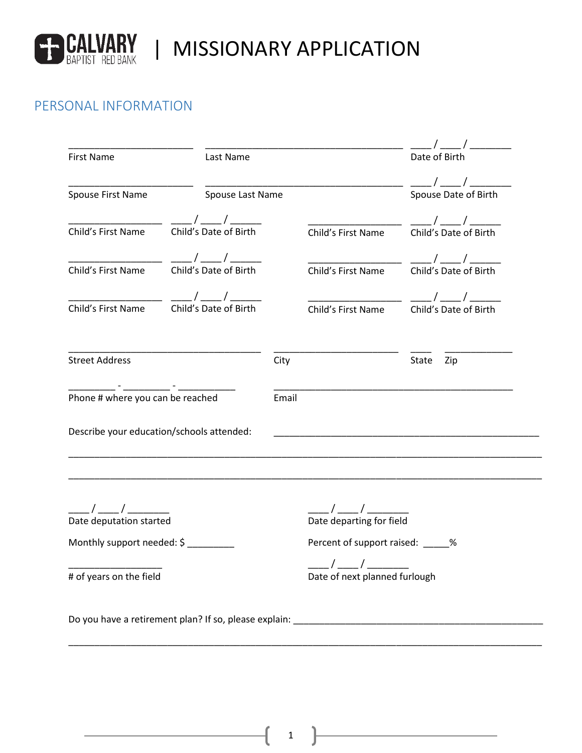# CALVARY BAPTIST RED BANK | MISSIONARY APPLICATION

## PERSONAL INFORMATION

________________________ ______________________________________ ____ / ____ / ________
First Name Last Name Date of Birth

________________________ ______________________________________ ____ / ____ / ________
Spouse First Name Spouse Last Name Spouse Date of Birth

__________________ ____ / ____ / ______ __________________ ____ / ____ / ______
Child's First Name Child's Date of Birth Child's First Name Child's Date of Birth

__________________ ____ / ____ / ______ __________________ ____ / ____ / ______
Child's First Name Child's Date of Birth Child's First Name Child's Date of Birth

__________________ ____ / ____ / ______ __________________ ____ / ____ / ______
Child's First Name Child's Date of Birth Child's First Name Child's Date of Birth

_____________________________________ ________________________ ____ _____________
Street Address City State Zip

_________ - _________ - ___________ ______________________________________________
Phone # where you can be reached Email

Describe your education/schools attended: ___________________________________________________

___________________________________________________________________________________________

___________________________________________________________________________________________

____ / ____ / ________ ____ / ____ / ________
Date deputation started Date departing for field

Monthly support needed: $ _________ Percent of support raised: _____%

__________________ ____ / ____ / ________
# of years on the field Date of next planned furlough

Do you have a retirement plan? If so, please explain: ________________________________________________

___________________________________________________________________________________________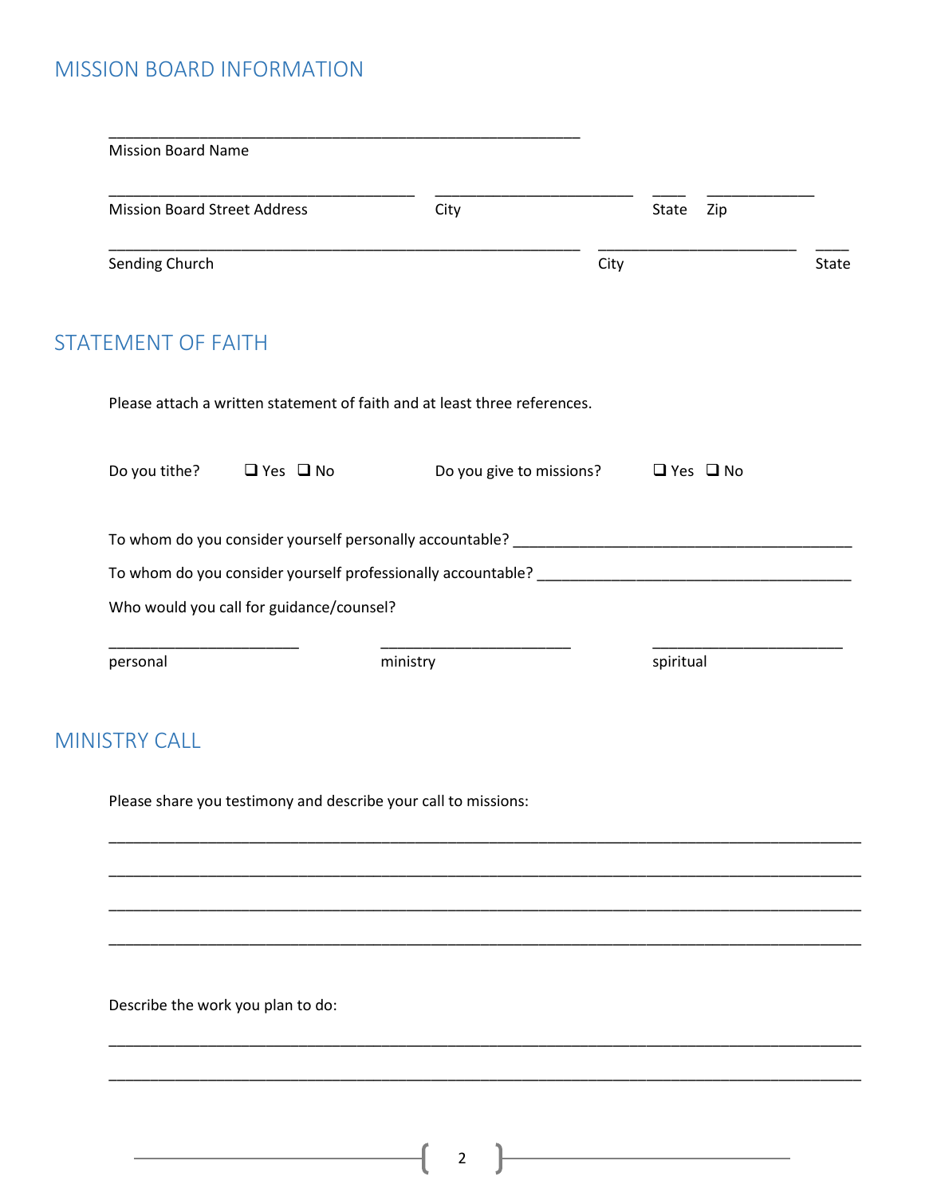## MISSION BOARD INFORMATION

\_\_\_\_\_\_\_\_\_\_\_\_\_\_\_\_\_\_\_\_\_\_\_\_\_\_\_\_\_\_\_\_\_\_\_\_\_\_\_\_\_\_\_\_\_\_\_\_\_\_\_\_\_\_\_\_
Mission Board Name

\_\_\_\_\_\_\_\_\_\_\_\_\_\_\_\_\_\_\_\_\_\_\_\_\_\_\_\_\_\_\_\_\_\_\_\_\_\_ \_\_\_\_\_\_\_\_\_\_\_\_\_\_\_\_\_\_\_\_\_\_\_\_ \_\_\_\_ \_\_\_\_\_\_\_\_\_\_\_\_\_
Mission Board Street Address City State Zip

\_\_\_\_\_\_\_\_\_\_\_\_\_\_\_\_\_\_\_\_\_\_\_\_\_\_\_\_\_\_\_\_\_\_\_\_\_\_\_\_\_\_\_\_\_\_\_\_\_\_\_\_\_\_\_\_ \_\_\_\_\_\_\_\_\_\_\_\_\_\_\_\_\_\_\_\_\_\_\_\_ \_\_\_\_
Sending Church City State

## STATEMENT OF FAITH

Please attach a written statement of faith and at least three references.

Do you tithe? ❑ Yes ❑ No Do you give to missions? ❑ Yes ❑ No

To whom do you consider yourself personally accountable? \_\_\_\_\_\_\_\_\_\_\_\_\_\_\_\_\_\_\_\_\_\_\_\_\_\_\_\_\_\_\_\_\_\_\_\_\_\_\_\_\_\_

To whom do you consider yourself professionally accountable? \_\_\_\_\_\_\_\_\_\_\_\_\_\_\_\_\_\_\_\_\_\_\_\_\_\_\_\_\_\_\_\_\_\_\_\_\_\_\_

Who would you call for guidance/counsel?

\_\_\_\_\_\_\_\_\_\_\_\_\_\_\_\_\_\_\_\_\_\_\_\_ \_\_\_\_\_\_\_\_\_\_\_\_\_\_\_\_\_\_\_\_\_\_\_\_ \_\_\_\_\_\_\_\_\_\_\_\_\_\_\_\_\_\_\_\_\_\_\_\_
personal ministry spiritual

## MINISTRY CALL

Please share you testimony and describe your call to missions:

\_\_\_\_\_\_\_\_\_\_\_\_\_\_\_\_\_\_\_\_\_\_\_\_\_\_\_\_\_\_\_\_\_\_\_\_\_\_\_\_\_\_\_\_\_\_\_\_\_\_\_\_\_\_\_\_\_\_\_\_\_\_\_\_\_\_\_\_\_\_\_\_\_\_\_\_\_\_\_\_\_\_\_\_\_

\_\_\_\_\_\_\_\_\_\_\_\_\_\_\_\_\_\_\_\_\_\_\_\_\_\_\_\_\_\_\_\_\_\_\_\_\_\_\_\_\_\_\_\_\_\_\_\_\_\_\_\_\_\_\_\_\_\_\_\_\_\_\_\_\_\_\_\_\_\_\_\_\_\_\_\_\_\_\_\_\_\_\_\_\_

\_\_\_\_\_\_\_\_\_\_\_\_\_\_\_\_\_\_\_\_\_\_\_\_\_\_\_\_\_\_\_\_\_\_\_\_\_\_\_\_\_\_\_\_\_\_\_\_\_\_\_\_\_\_\_\_\_\_\_\_\_\_\_\_\_\_\_\_\_\_\_\_\_\_\_\_\_\_\_\_\_\_\_\_\_

\_\_\_\_\_\_\_\_\_\_\_\_\_\_\_\_\_\_\_\_\_\_\_\_\_\_\_\_\_\_\_\_\_\_\_\_\_\_\_\_\_\_\_\_\_\_\_\_\_\_\_\_\_\_\_\_\_\_\_\_\_\_\_\_\_\_\_\_\_\_\_\_\_\_\_\_\_\_\_\_\_\_\_\_\_

Describe the work you plan to do:

\_\_\_\_\_\_\_\_\_\_\_\_\_\_\_\_\_\_\_\_\_\_\_\_\_\_\_\_\_\_\_\_\_\_\_\_\_\_\_\_\_\_\_\_\_\_\_\_\_\_\_\_\_\_\_\_\_\_\_\_\_\_\_\_\_\_\_\_\_\_\_\_\_\_\_\_\_\_\_\_\_\_\_\_\_

\_\_\_\_\_\_\_\_\_\_\_\_\_\_\_\_\_\_\_\_\_\_\_\_\_\_\_\_\_\_\_\_\_\_\_\_\_\_\_\_\_\_\_\_\_\_\_\_\_\_\_\_\_\_\_\_\_\_\_\_\_\_\_\_\_\_\_\_\_\_\_\_\_\_\_\_\_\_\_\_\_\_\_\_\_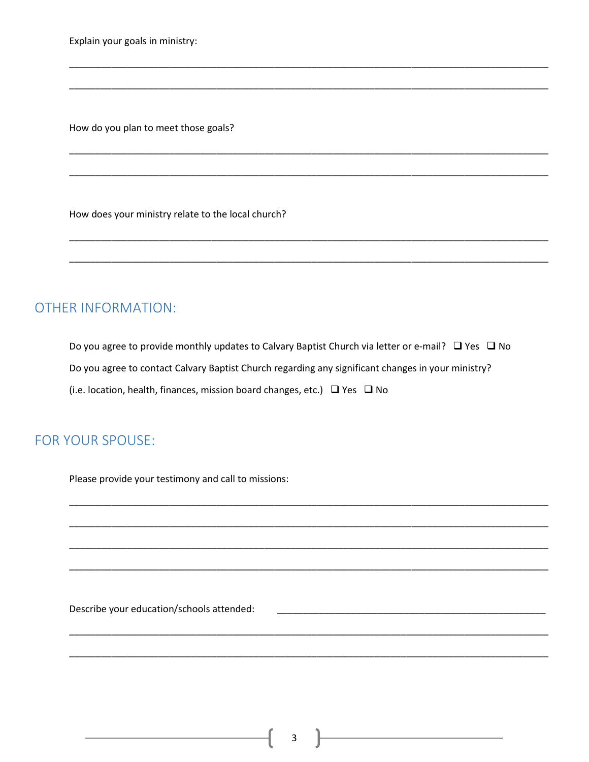Explain your goals in ministry:

\_\_\_\_\_\_\_\_\_\_\_\_\_\_\_\_\_\_\_\_\_\_\_\_\_\_\_\_\_\_\_\_\_\_\_\_\_\_\_\_\_\_\_\_\_\_\_\_\_\_\_\_\_\_\_\_\_\_\_\_\_\_\_\_\_\_\_\_\_\_\_\_\_\_\_\_\_\_\_\_\_\_\_\_\_\_\_\_

\_\_\_\_\_\_\_\_\_\_\_\_\_\_\_\_\_\_\_\_\_\_\_\_\_\_\_\_\_\_\_\_\_\_\_\_\_\_\_\_\_\_\_\_\_\_\_\_\_\_\_\_\_\_\_\_\_\_\_\_\_\_\_\_\_\_\_\_\_\_\_\_\_\_\_\_\_\_\_\_\_\_\_\_\_\_\_\_

How do you plan to meet those goals?

\_\_\_\_\_\_\_\_\_\_\_\_\_\_\_\_\_\_\_\_\_\_\_\_\_\_\_\_\_\_\_\_\_\_\_\_\_\_\_\_\_\_\_\_\_\_\_\_\_\_\_\_\_\_\_\_\_\_\_\_\_\_\_\_\_\_\_\_\_\_\_\_\_\_\_\_\_\_\_\_\_\_\_\_\_\_\_\_

\_\_\_\_\_\_\_\_\_\_\_\_\_\_\_\_\_\_\_\_\_\_\_\_\_\_\_\_\_\_\_\_\_\_\_\_\_\_\_\_\_\_\_\_\_\_\_\_\_\_\_\_\_\_\_\_\_\_\_\_\_\_\_\_\_\_\_\_\_\_\_\_\_\_\_\_\_\_\_\_\_\_\_\_\_\_\_\_

How does your ministry relate to the local church?

\_\_\_\_\_\_\_\_\_\_\_\_\_\_\_\_\_\_\_\_\_\_\_\_\_\_\_\_\_\_\_\_\_\_\_\_\_\_\_\_\_\_\_\_\_\_\_\_\_\_\_\_\_\_\_\_\_\_\_\_\_\_\_\_\_\_\_\_\_\_\_\_\_\_\_\_\_\_\_\_\_\_\_\_\_\_\_\_

\_\_\_\_\_\_\_\_\_\_\_\_\_\_\_\_\_\_\_\_\_\_\_\_\_\_\_\_\_\_\_\_\_\_\_\_\_\_\_\_\_\_\_\_\_\_\_\_\_\_\_\_\_\_\_\_\_\_\_\_\_\_\_\_\_\_\_\_\_\_\_\_\_\_\_\_\_\_\_\_\_\_\_\_\_\_\_\_

## OTHER INFORMATION:

Do you agree to provide monthly updates to Calvary Baptist Church via letter or e-mail? ☐ Yes ☐ No

Do you agree to contact Calvary Baptist Church regarding any significant changes in your ministry?
(i.e. location, health, finances, mission board changes, etc.) ☐ Yes ☐ No

## FOR YOUR SPOUSE:

Please provide your testimony and call to missions:

\_\_\_\_\_\_\_\_\_\_\_\_\_\_\_\_\_\_\_\_\_\_\_\_\_\_\_\_\_\_\_\_\_\_\_\_\_\_\_\_\_\_\_\_\_\_\_\_\_\_\_\_\_\_\_\_\_\_\_\_\_\_\_\_\_\_\_\_\_\_\_\_\_\_\_\_\_\_\_\_\_\_\_\_\_\_\_\_

\_\_\_\_\_\_\_\_\_\_\_\_\_\_\_\_\_\_\_\_\_\_\_\_\_\_\_\_\_\_\_\_\_\_\_\_\_\_\_\_\_\_\_\_\_\_\_\_\_\_\_\_\_\_\_\_\_\_\_\_\_\_\_\_\_\_\_\_\_\_\_\_\_\_\_\_\_\_\_\_\_\_\_\_\_\_\_\_

\_\_\_\_\_\_\_\_\_\_\_\_\_\_\_\_\_\_\_\_\_\_\_\_\_\_\_\_\_\_\_\_\_\_\_\_\_\_\_\_\_\_\_\_\_\_\_\_\_\_\_\_\_\_\_\_\_\_\_\_\_\_\_\_\_\_\_\_\_\_\_\_\_\_\_\_\_\_\_\_\_\_\_\_\_\_\_\_

\_\_\_\_\_\_\_\_\_\_\_\_\_\_\_\_\_\_\_\_\_\_\_\_\_\_\_\_\_\_\_\_\_\_\_\_\_\_\_\_\_\_\_\_\_\_\_\_\_\_\_\_\_\_\_\_\_\_\_\_\_\_\_\_\_\_\_\_\_\_\_\_\_\_\_\_\_\_\_\_\_\_\_\_\_\_\_\_

Describe your education/schools attended: \_\_\_\_\_\_\_\_\_\_\_\_\_\_\_\_\_\_\_\_\_\_\_\_\_\_\_\_\_\_\_\_\_\_\_\_\_\_\_\_\_\_\_\_\_\_\_\_\_\_

\_\_\_\_\_\_\_\_\_\_\_\_\_\_\_\_\_\_\_\_\_\_\_\_\_\_\_\_\_\_\_\_\_\_\_\_\_\_\_\_\_\_\_\_\_\_\_\_\_\_\_\_\_\_\_\_\_\_\_\_\_\_\_\_\_\_\_\_\_\_\_\_\_\_\_\_\_\_\_\_\_\_\_\_\_\_\_\_

\_\_\_\_\_\_\_\_\_\_\_\_\_\_\_\_\_\_\_\_\_\_\_\_\_\_\_\_\_\_\_\_\_\_\_\_\_\_\_\_\_\_\_\_\_\_\_\_\_\_\_\_\_\_\_\_\_\_\_\_\_\_\_\_\_\_\_\_\_\_\_\_\_\_\_\_\_\_\_\_\_\_\_\_\_\_\_\_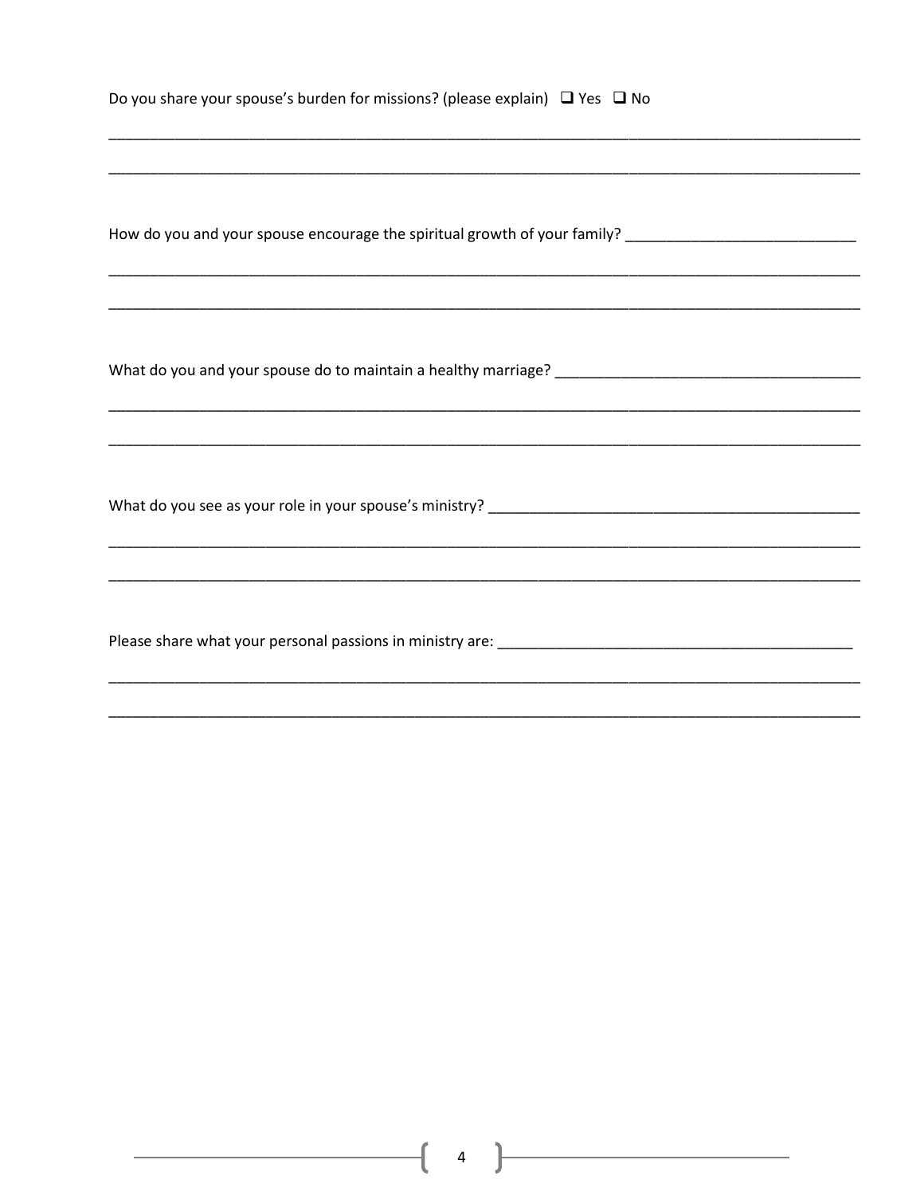Do you share your spouse's burden for missions? (please explain) ❑ Yes ❑ No

_______________________________________________________________________________________________

_______________________________________________________________________________________________

How do you and your spouse encourage the spiritual growth of your family? ___________________________

_______________________________________________________________________________________________

_______________________________________________________________________________________________

What do you and your spouse do to maintain a healthy marriage? _____________________________________

_______________________________________________________________________________________________

_______________________________________________________________________________________________

What do you see as your role in your spouse's ministry? _____________________________________________

_______________________________________________________________________________________________

_______________________________________________________________________________________________

Please share what your personal passions in ministry are: ____________________________________________

_______________________________________________________________________________________________

_______________________________________________________________________________________________